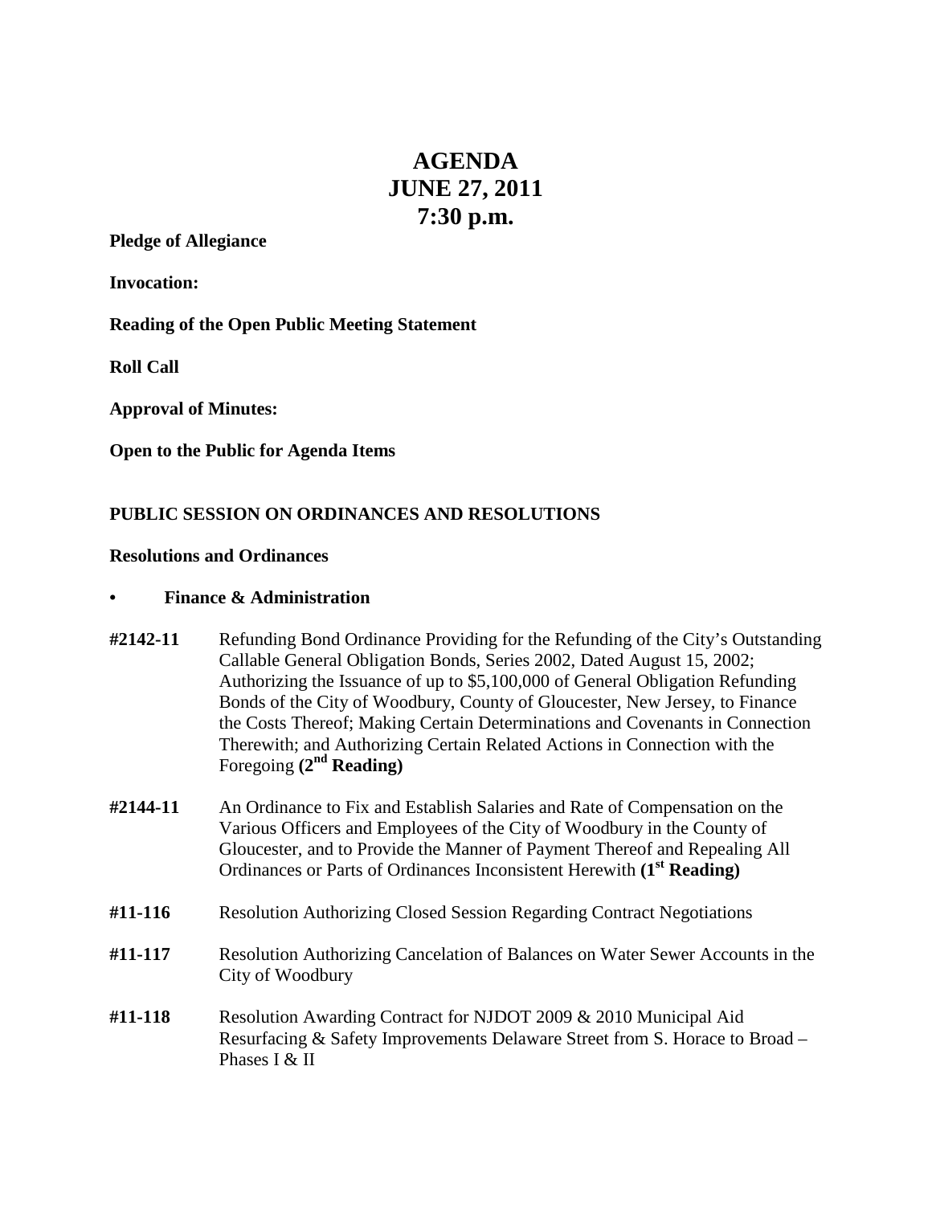# AGENDA
# JUNE 27, 2011
# 7:30 p.m.

**Pledge of Allegiance**

**Invocation:**

**Reading of the Open Public Meeting Statement**

**Roll Call**

**Approval of Minutes:**

**Open to the Public for Agenda Items**

## PUBLIC SESSION ON ORDINANCES AND RESOLUTIONS

### Resolutions and Ordinances

- **Finance & Administration**

**#2142-11** Refunding Bond Ordinance Providing for the Refunding of the City's Outstanding Callable General Obligation Bonds, Series 2002, Dated August 15, 2002; Authorizing the Issuance of up to $5,100,000 of General Obligation Refunding Bonds of the City of Woodbury, County of Gloucester, New Jersey, to Finance the Costs Thereof; Making Certain Determinations and Covenants in Connection Therewith; and Authorizing Certain Related Actions in Connection with the Foregoing **(2nd Reading)**

**#2144-11** An Ordinance to Fix and Establish Salaries and Rate of Compensation on the Various Officers and Employees of the City of Woodbury in the County of Gloucester, and to Provide the Manner of Payment Thereof and Repealing All Ordinances or Parts of Ordinances Inconsistent Herewith **(1st Reading)**

**#11-116** Resolution Authorizing Closed Session Regarding Contract Negotiations

**#11-117** Resolution Authorizing Cancelation of Balances on Water Sewer Accounts in the City of Woodbury

**#11-118** Resolution Awarding Contract for NJDOT 2009 & 2010 Municipal Aid Resurfacing & Safety Improvements Delaware Street from S. Horace to Broad – Phases I & II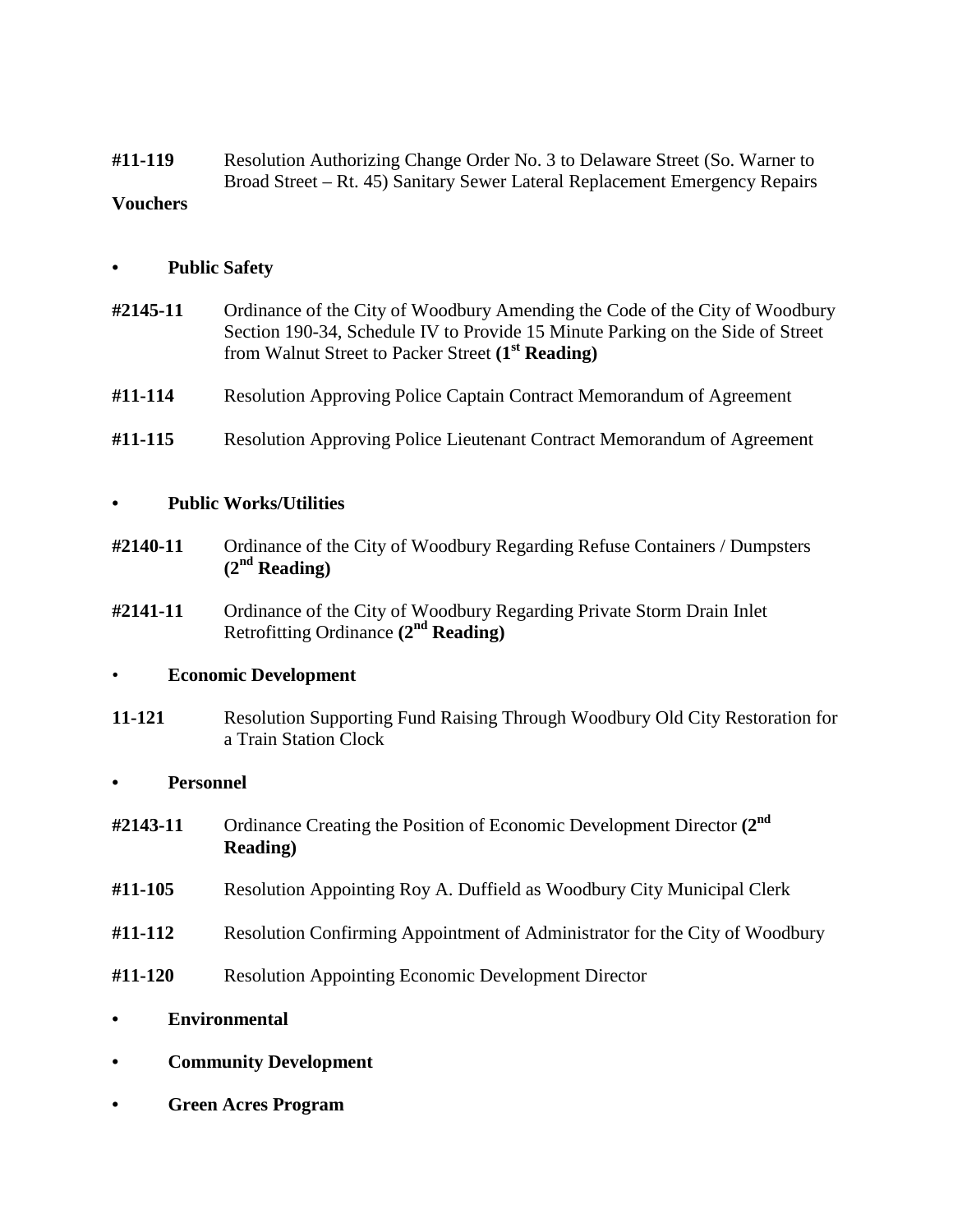**#11-119** Resolution Authorizing Change Order No. 3 to Delaware Street (So. Warner to Broad Street – Rt. 45) Sanitary Sewer Lateral Replacement Emergency Repairs

**Vouchers**

- **Public Safety**

**#2145-11** Ordinance of the City of Woodbury Amending the Code of the City of Woodbury Section 190-34, Schedule IV to Provide 15 Minute Parking on the Side of Street from Walnut Street to Packer Street **(1st Reading)**

**#11-114** Resolution Approving Police Captain Contract Memorandum of Agreement

**#11-115** Resolution Approving Police Lieutenant Contract Memorandum of Agreement

- **Public Works/Utilities**

**#2140-11** Ordinance of the City of Woodbury Regarding Refuse Containers / Dumpsters **(2nd Reading)**

**#2141-11** Ordinance of the City of Woodbury Regarding Private Storm Drain Inlet Retrofitting Ordinance **(2nd Reading)**

- **Economic Development**

**11-121** Resolution Supporting Fund Raising Through Woodbury Old City Restoration for a Train Station Clock

- **Personnel**

**#2143-11** Ordinance Creating the Position of Economic Development Director **(2nd Reading)**

**#11-105** Resolution Appointing Roy A. Duffield as Woodbury City Municipal Clerk

**#11-112** Resolution Confirming Appointment of Administrator for the City of Woodbury

**#11-120** Resolution Appointing Economic Development Director

- **Environmental**
- **Community Development**
- **Green Acres Program**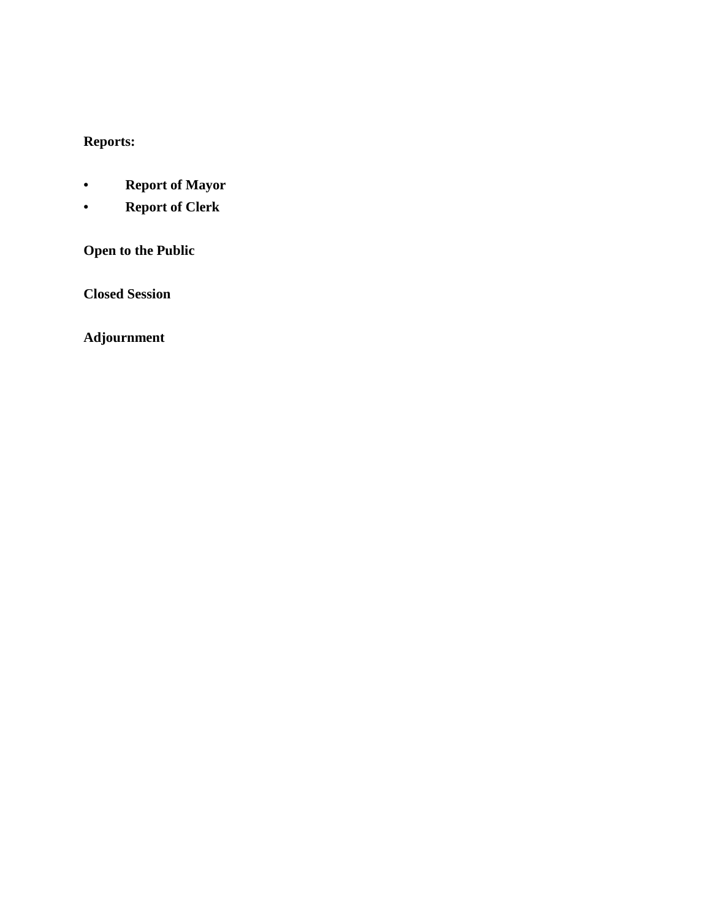**Reports:**

- **Report of Mayor**
- **Report of Clerk**

**Open to the Public**

**Closed Session**

**Adjournment**